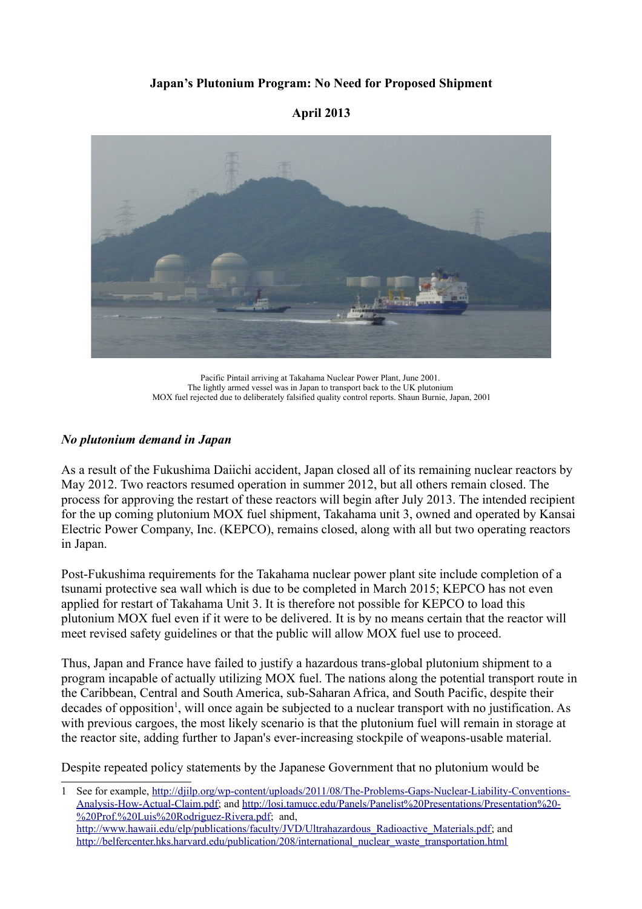**Japan's Plutonium Program: No Need for Proposed Shipment**

**April 2013**

Pacific Pintail arriving at Takahama Nuclear Power Plant, June 2001.
The lightly armed vessel was in Japan to transport back to the UK plutonium MOX fuel rejected due to deliberately falsified quality control reports. Shaun Burnie, Japan, 2001

### *No plutonium demand in Japan*

As a result of the Fukushima Daiichi accident, Japan closed all of its remaining nuclear reactors by May 2012. Two reactors resumed operation in summer 2012, but all others remain closed. The process for approving the restart of these reactors will begin after July 2013. The intended recipient for the up coming plutonium MOX fuel shipment, Takahama unit 3, owned and operated by Kansai Electric Power Company, Inc. (KEPCO), remains closed, along with all but two operating reactors in Japan.

Post-Fukushima requirements for the Takahama nuclear power plant site include completion of a tsunami protective sea wall which is due to be completed in March 2015; KEPCO has not even applied for restart of Takahama Unit 3. It is therefore not possible for KEPCO to load this plutonium MOX fuel even if it were to be delivered. It is by no means certain that the reactor will meet revised safety guidelines or that the public will allow MOX fuel use to proceed.

Thus, Japan and France have failed to justify a hazardous trans-global plutonium shipment to a program incapable of actually utilizing MOX fuel. The nations along the potential transport route in the Caribbean, Central and South America, sub-Saharan Africa, and South Pacific, despite their decades of opposition[1], will once again be subjected to a nuclear transport with no justification. As with previous cargoes, the most likely scenario is that the plutonium fuel will remain in storage at the reactor site, adding further to Japan's ever-increasing stockpile of weapons-usable material.

Despite repeated policy statements by the Japanese Government that no plutonium would be

---

1 See for example, http://djilp.org/wp-content/uploads/2011/08/The-Problems-Gaps-Nuclear-Liability-Conventions-Analysis-How-Actual-Claim.pdf; and http://losi.tamucc.edu/Panels/Panelist%20Presentations/Presentation%20-%20Prof.%20Luis%20Rodriguez-Rivera.pdf; and, http://www.hawaii.edu/elp/publications/faculty/JVD/Ultrahazardous_Radioactive_Materials.pdf; and http://belfercenter.hks.harvard.edu/publication/208/international_nuclear_waste_transportation.html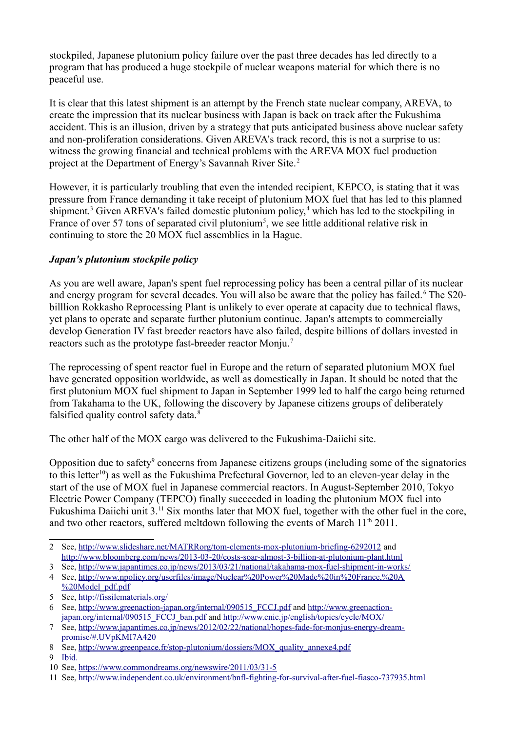stockpiled, Japanese plutonium policy failure over the past three decades has led directly to a program that has produced a huge stockpile of nuclear weapons material for which there is no peaceful use.

It is clear that this latest shipment is an attempt by the French state nuclear company, AREVA, to create the impression that its nuclear business with Japan is back on track after the Fukushima accident. This is an illusion, driven by a strategy that puts anticipated business above nuclear safety and non-proliferation considerations. Given AREVA's track record, this is not a surprise to us: witness the growing financial and technical problems with the AREVA MOX fuel production project at the Department of Energy's Savannah River Site.[2]

However, it is particularly troubling that even the intended recipient, KEPCO, is stating that it was pressure from France demanding it take receipt of plutonium MOX fuel that has led to this planned shipment.[3] Given AREVA's failed domestic plutonium policy,[4] which has led to the stockpiling in France of over 57 tons of separated civil plutonium[5], we see little additional relative risk in continuing to store the 20 MOX fuel assemblies in la Hague.

***Japan's plutonium stockpile policy***

As you are well aware, Japan's spent fuel reprocessing policy has been a central pillar of its nuclear and energy program for several decades. You will also be aware that the policy has failed.[6] The $20-billlion Rokkasho Reprocessing Plant is unlikely to ever operate at capacity due to technical flaws, yet plans to operate and separate further plutonium continue. Japan's attempts to commercially develop Generation IV fast breeder reactors have also failed, despite billions of dollars invested in reactors such as the prototype fast-breeder reactor Monju.[7]

The reprocessing of spent reactor fuel in Europe and the return of separated plutonium MOX fuel have generated opposition worldwide, as well as domestically in Japan. It should be noted that the first plutonium MOX fuel shipment to Japan in September 1999 led to half the cargo being returned from Takahama to the UK, following the discovery by Japanese citizens groups of deliberately falsified quality control safety data.[8]

The other half of the MOX cargo was delivered to the Fukushima-Daiichi site.

Opposition due to safety[9] concerns from Japanese citizens groups (including some of the signatories to this letter[10]) as well as the Fukushima Prefectural Governor, led to an eleven-year delay in the start of the use of MOX fuel in Japanese commercial reactors. In August-September 2010, Tokyo Electric Power Company (TEPCO) finally succeeded in loading the plutonium MOX fuel into Fukushima Daiichi unit 3.[11] Six months later that MOX fuel, together with the other fuel in the core, and two other reactors, suffered meltdown following the events of March 11th 2011.

---

2 See, http://www.slideshare.net/MATRRorg/tom-clements-mox-plutonium-briefing-6292012 and http://www.bloomberg.com/news/2013-03-20/costs-soar-almost-3-billion-at-plutonium-plant.html

3 See, http://www.japantimes.co.jp/news/2013/03/21/national/takahama-mox-fuel-shipment-in-works/

4 See, http://www.npolicy.org/userfiles/image/Nuclear%20Power%20Made%20in%20France,%20A%20Model_pdf.pdf

5 See, http://fissilematerials.org/

6 See, http://www.greenaction-japan.org/internal/090515_FCCJ.pdf and http://www.greenaction-japan.org/internal/090515_FCCJ_ban.pdf and http://www.cnic.jp/english/topics/cycle/MOX/

7 See, http://www.japantimes.co.jp/news/2012/02/22/national/hopes-fade-for-monjus-energy-dream-promise/#.UVpKMI7A420

8 See, http://www.greenpeace.fr/stop-plutonium/dossiers/MOX_quality_annexe4.pdf

9 Ibid.

10 See, https://www.commondreams.org/newswire/2011/03/31-5

11 See, http://www.independent.co.uk/environment/bnfl-fighting-for-survival-after-fuel-fiasco-737935.html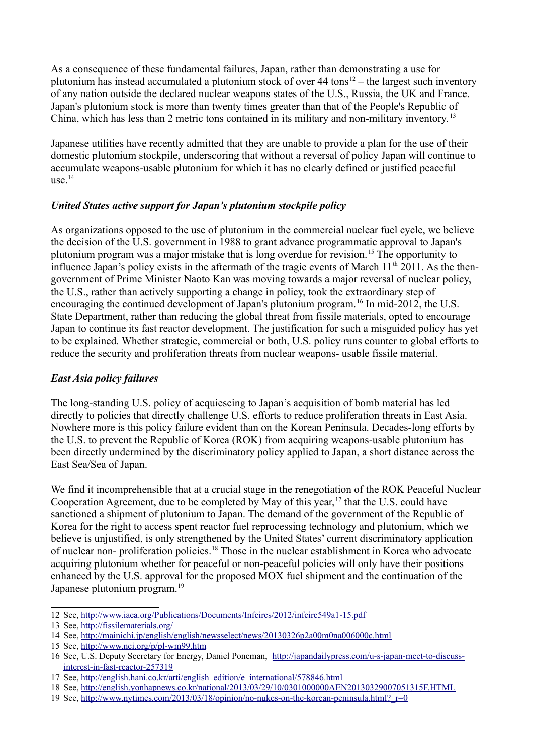As a consequence of these fundamental failures, Japan, rather than demonstrating a use for plutonium has instead accumulated a plutonium stock of over 44 tons[12] – the largest such inventory of any nation outside the declared nuclear weapons states of the U.S., Russia, the UK and France. Japan's plutonium stock is more than twenty times greater than that of the People's Republic of China, which has less than 2 metric tons contained in its military and non-military inventory.[13]

Japanese utilities have recently admitted that they are unable to provide a plan for the use of their domestic plutonium stockpile, underscoring that without a reversal of policy Japan will continue to accumulate weapons-usable plutonium for which it has no clearly defined or justified peaceful use.[14]

### *United States active support for Japan's plutonium stockpile policy*

As organizations opposed to the use of plutonium in the commercial nuclear fuel cycle, we believe the decision of the U.S. government in 1988 to grant advance programmatic approval to Japan's plutonium program was a major mistake that is long overdue for revision.[15] The opportunity to influence Japan's policy exists in the aftermath of the tragic events of March 11th 2011. As the then-government of Prime Minister Naoto Kan was moving towards a major reversal of nuclear policy, the U.S., rather than actively supporting a change in policy, took the extraordinary step of encouraging the continued development of Japan's plutonium program.[16] In mid-2012, the U.S. State Department, rather than reducing the global threat from fissile materials, opted to encourage Japan to continue its fast reactor development. The justification for such a misguided policy has yet to be explained. Whether strategic, commercial or both, U.S. policy runs counter to global efforts to reduce the security and proliferation threats from nuclear weapons- usable fissile material.

### *East Asia policy failures*

The long-standing U.S. policy of acquiescing to Japan's acquisition of bomb material has led directly to policies that directly challenge U.S. efforts to reduce proliferation threats in East Asia. Nowhere more is this policy failure evident than on the Korean Peninsula. Decades-long efforts by the U.S. to prevent the Republic of Korea (ROK) from acquiring weapons-usable plutonium has been directly undermined by the discriminatory policy applied to Japan, a short distance across the East Sea/Sea of Japan.

We find it incomprehensible that at a crucial stage in the renegotiation of the ROK Peaceful Nuclear Cooperation Agreement, due to be completed by May of this year,[17] that the U.S. could have sanctioned a shipment of plutonium to Japan. The demand of the government of the Republic of Korea for the right to access spent reactor fuel reprocessing technology and plutonium, which we believe is unjustified, is only strengthened by the United States' current discriminatory application of nuclear non- proliferation policies.[18] Those in the nuclear establishment in Korea who advocate acquiring plutonium whether for peaceful or non-peaceful policies will only have their positions enhanced by the U.S. approval for the proposed MOX fuel shipment and the continuation of the Japanese plutonium program.[19]

---

12 See, http://www.iaea.org/Publications/Documents/Infcircs/2012/infcirc549a1-15.pdf

13 See, http://fissilematerials.org/

14 See, http://mainichi.jp/english/english/newsselect/news/20130326p2a00m0na006000c.html

15 See, http://www.nci.org/p/pl-wm99.htm

16 See, U.S. Deputy Secretary for Energy, Daniel Poneman, http://japandailypress.com/u-s-japan-meet-to-discuss-interest-in-fast-reactor-257319

17 See, http://english.hani.co.kr/arti/english_edition/e_international/578846.html

18 See, http://english.yonhapnews.co.kr/national/2013/03/29/10/0301000000AEN20130329007051315F.HTML

19 See, http://www.nytimes.com/2013/03/18/opinion/no-nukes-on-the-korean-peninsula.html?_r=0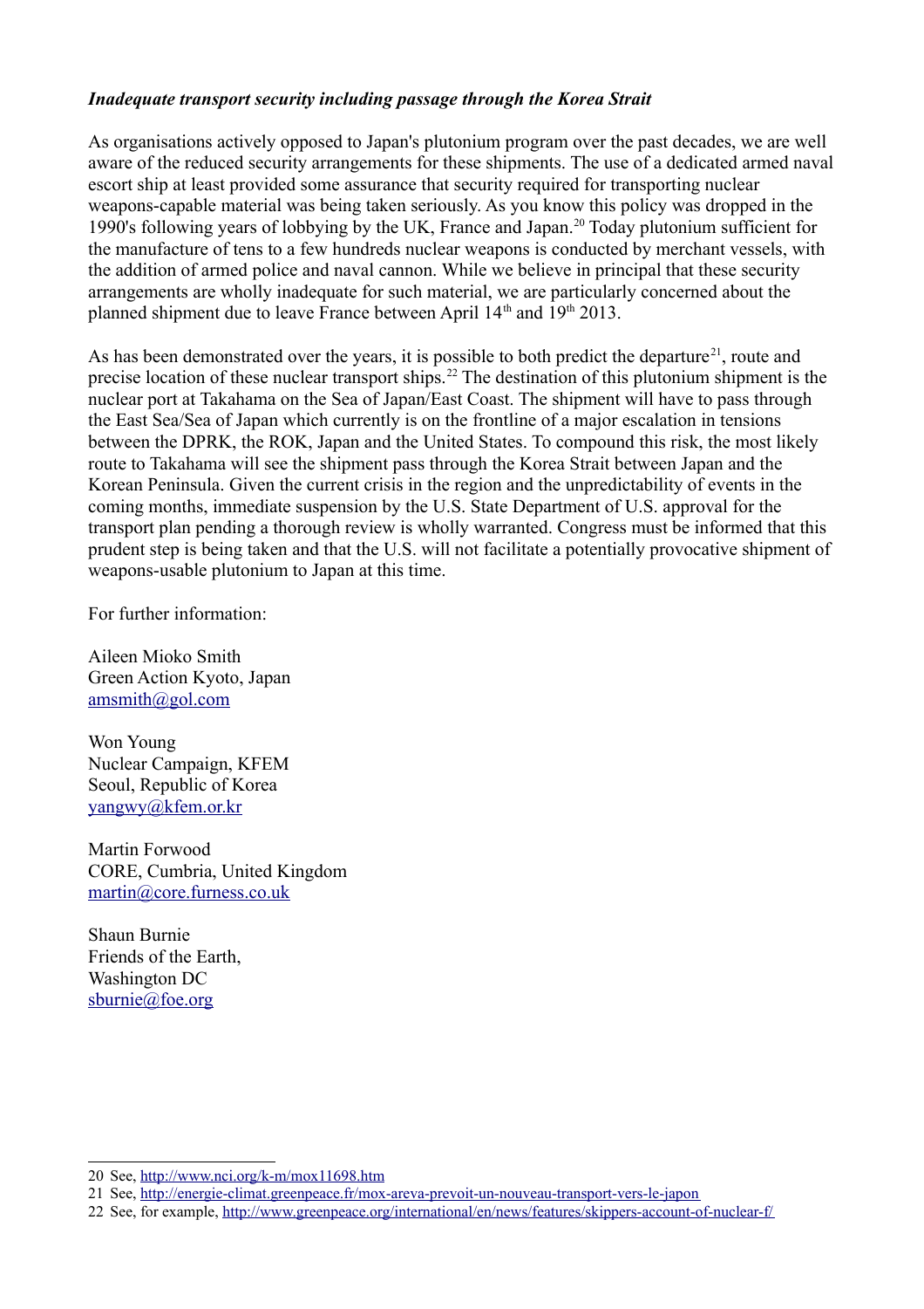***Inadequate transport security including passage through the Korea Strait***

As organisations actively opposed to Japan's plutonium program over the past decades, we are well aware of the reduced security arrangements for these shipments. The use of a dedicated armed naval escort ship at least provided some assurance that security required for transporting nuclear weapons-capable material was being taken seriously. As you know this policy was dropped in the 1990's following years of lobbying by the UK, France and Japan.[20] Today plutonium sufficient for the manufacture of tens to a few hundreds nuclear weapons is conducted by merchant vessels, with the addition of armed police and naval cannon. While we believe in principal that these security arrangements are wholly inadequate for such material, we are particularly concerned about the planned shipment due to leave France between April 14th and 19th 2013.

As has been demonstrated over the years, it is possible to both predict the departure[21], route and precise location of these nuclear transport ships.[22] The destination of this plutonium shipment is the nuclear port at Takahama on the Sea of Japan/East Coast. The shipment will have to pass through the East Sea/Sea of Japan which currently is on the frontline of a major escalation in tensions between the DPRK, the ROK, Japan and the United States. To compound this risk, the most likely route to Takahama will see the shipment pass through the Korea Strait between Japan and the Korean Peninsula. Given the current crisis in the region and the unpredictability of events in the coming months, immediate suspension by the U.S. State Department of U.S. approval for the transport plan pending a thorough review is wholly warranted. Congress must be informed that this prudent step is being taken and that the U.S. will not facilitate a potentially provocative shipment of weapons-usable plutonium to Japan at this time.

For further information:

Aileen Mioko Smith
Green Action Kyoto, Japan
amsmith@gol.com

Won Young
Nuclear Campaign, KFEM
Seoul, Republic of Korea
yangwy@kfem.or.kr

Martin Forwood
CORE, Cumbria, United Kingdom
martin@core.furness.co.uk

Shaun Burnie
Friends of the Earth,
Washington DC
sburnie@foe.org

---

20 See, http://www.nci.org/k-m/mox11698.htm

21 See, http://energie-climat.greenpeace.fr/mox-areva-prevoit-un-nouveau-transport-vers-le-japon

22 See, for example, http://www.greenpeace.org/international/en/news/features/skippers-account-of-nuclear-f/